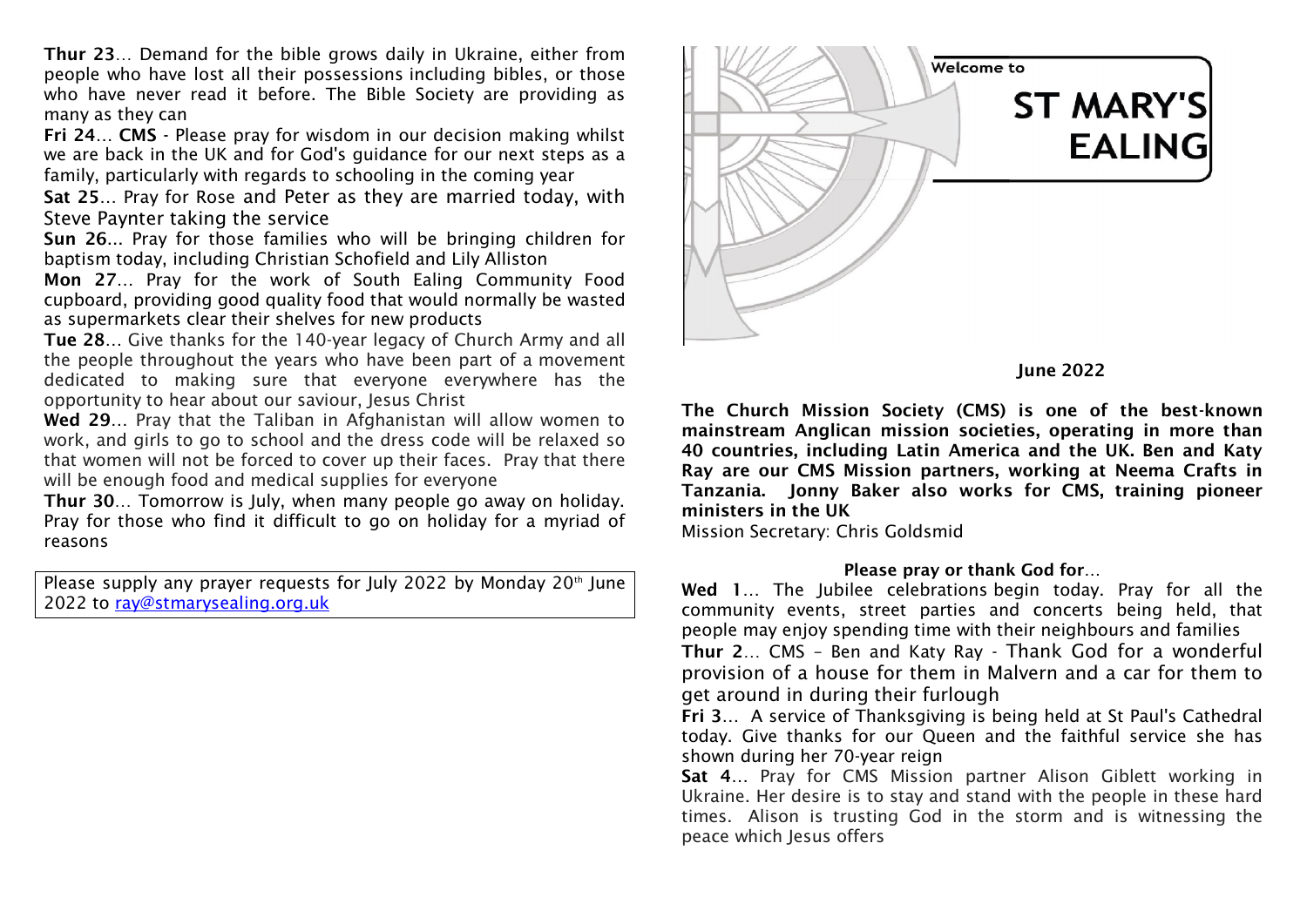# Welcome to ST MARY'S EALING

**June 2022**

**The Church Mission Society (CMS) is one of the best-known mainstream Anglican mission societies, operating in more than 40 countries, including Latin America and the UK. Ben and Katy Ray are our CMS Mission partners, working at Neema Crafts in Tanzania. Jonny Baker also works for CMS, training pioneer ministers in the UK**

Mission Secretary: Chris Goldsmid

**Please pray or thank God for…**

**Wed 1**… The Jubilee celebrations begin today. Pray for all the community events, street parties and concerts being held, that people may enjoy spending time with their neighbours and families

**Thur 2**… CMS – Ben and Katy Ray - Thank God for a wonderful provision of a house for them in Malvern and a car for them to get around in during their furlough

**Fri 3**… A service of Thanksgiving is being held at St Paul's Cathedral today. Give thanks for our Queen and the faithful service she has shown during her 70-year reign

**Sat 4**… Pray for CMS Mission partner Alison Giblett working in Ukraine. Her desire is to stay and stand with the people in these hard times. Alison is trusting God in the storm and is witnessing the peace which Jesus offers

**Thur 23**… Demand for the bible grows daily in Ukraine, either from people who have lost all their possessions including bibles, or those who have never read it before. The Bible Society are providing as many as they can

**Fri 24**… **CMS** - Please pray for wisdom in our decision making whilst we are back in the UK and for God's guidance for our next steps as a family, particularly with regards to schooling in the coming year

**Sat 25**… Pray for Rose and Peter as they are married today, with Steve Paynter taking the service

**Sun 26**... Pray for those families who will be bringing children for baptism today, including Christian Schofield and Lily Alliston

**Mon 27**… Pray for the work of South Ealing Community Food cupboard, providing good quality food that would normally be wasted as supermarkets clear their shelves for new products

**Tue 28**… Give thanks for the 140-year legacy of Church Army and all the people throughout the years who have been part of a movement dedicated to making sure that everyone everywhere has the opportunity to hear about our saviour, Jesus Christ

**Wed 29**… Pray that the Taliban in Afghanistan will allow women to work, and girls to go to school and the dress code will be relaxed so that women will not be forced to cover up their faces. Pray that there will be enough food and medical supplies for everyone

**Thur 30**… Tomorrow is July, when many people go away on holiday. Pray for those who find it difficult to go on holiday for a myriad of reasons

Please supply any prayer requests for July 2022 by Monday 20th June 2022 to ray@stmarysealing.org.uk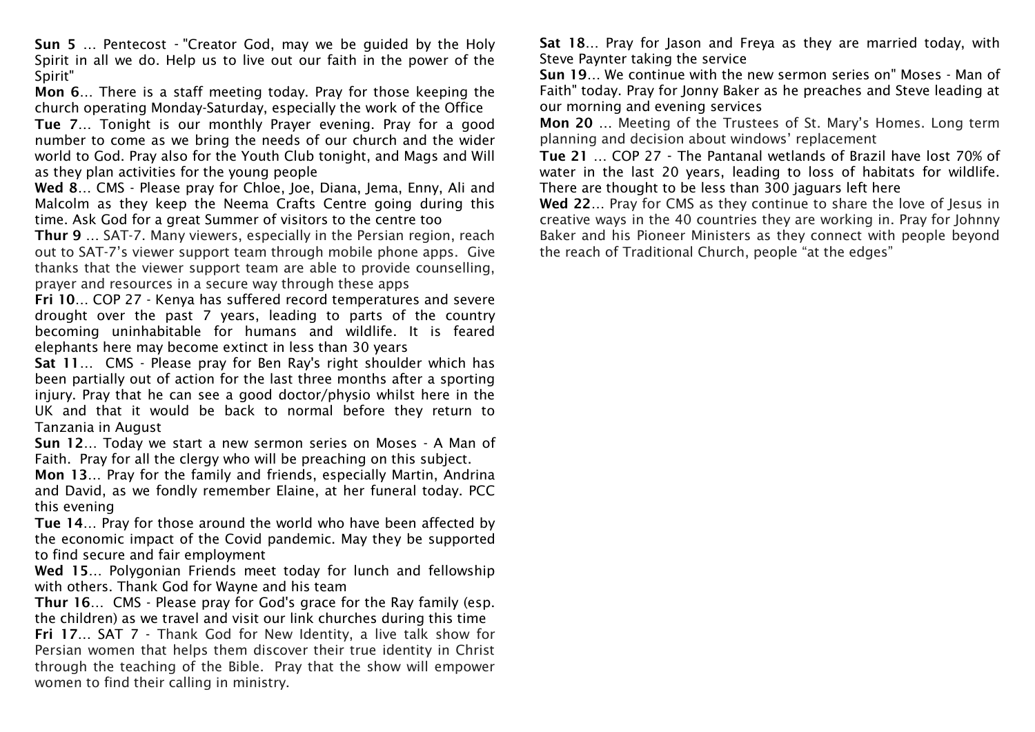**Sun 5** … Pentecost - "Creator God, may we be guided by the Holy Spirit in all we do. Help us to live out our faith in the power of the Spirit"

**Mon 6**… There is a staff meeting today. Pray for those keeping the church operating Monday-Saturday, especially the work of the Office

**Tue 7**… Tonight is our monthly Prayer evening. Pray for a good number to come as we bring the needs of our church and the wider world to God. Pray also for the Youth Club tonight, and Mags and Will as they plan activities for the young people

**Wed 8**… CMS - Please pray for Chloe, Joe, Diana, Jema, Enny, Ali and Malcolm as they keep the Neema Crafts Centre going during this time. Ask God for a great Summer of visitors to the centre too

**Thur 9** … SAT-7. Many viewers, especially in the Persian region, reach out to SAT-7's viewer support team through mobile phone apps. Give thanks that the viewer support team are able to provide counselling, prayer and resources in a secure way through these apps

**Fri 10**… COP 27 - Kenya has suffered record temperatures and severe drought over the past 7 years, leading to parts of the country becoming uninhabitable for humans and wildlife. It is feared elephants here may become extinct in less than 30 years

**Sat 11**… CMS - Please pray for Ben Ray's right shoulder which has been partially out of action for the last three months after a sporting injury. Pray that he can see a good doctor/physio whilst here in the UK and that it would be back to normal before they return to Tanzania in August

**Sun 12**… Today we start a new sermon series on Moses - A Man of Faith. Pray for all the clergy who will be preaching on this subject.

**Mon 13**… Pray for the family and friends, especially Martin, Andrina and David, as we fondly remember Elaine, at her funeral today. PCC this evening

**Tue 14**… Pray for those around the world who have been affected by the economic impact of the Covid pandemic. May they be supported to find secure and fair employment

**Wed 15**… Polygonian Friends meet today for lunch and fellowship with others. Thank God for Wayne and his team

**Thur 16**… CMS - Please pray for God's grace for the Ray family (esp. the children) as we travel and visit our link churches during this time

**Fri 17**… SAT 7 - Thank God for New Identity, a live talk show for Persian women that helps them discover their true identity in Christ through the teaching of the Bible. Pray that the show will empower women to find their calling in ministry.

**Sat 18**… Pray for Jason and Freya as they are married today, with Steve Paynter taking the service

**Sun 19**… We continue with the new sermon series on" Moses - Man of Faith" today. Pray for Jonny Baker as he preaches and Steve leading at our morning and evening services

**Mon 20** … Meeting of the Trustees of St. Mary's Homes. Long term planning and decision about windows' replacement

**Tue 21** … COP 27 - The Pantanal wetlands of Brazil have lost 70% of water in the last 20 years, leading to loss of habitats for wildlife. There are thought to be less than 300 jaguars left here

**Wed 22**… Pray for CMS as they continue to share the love of Jesus in creative ways in the 40 countries they are working in. Pray for Johnny Baker and his Pioneer Ministers as they connect with people beyond the reach of Traditional Church, people "at the edges"